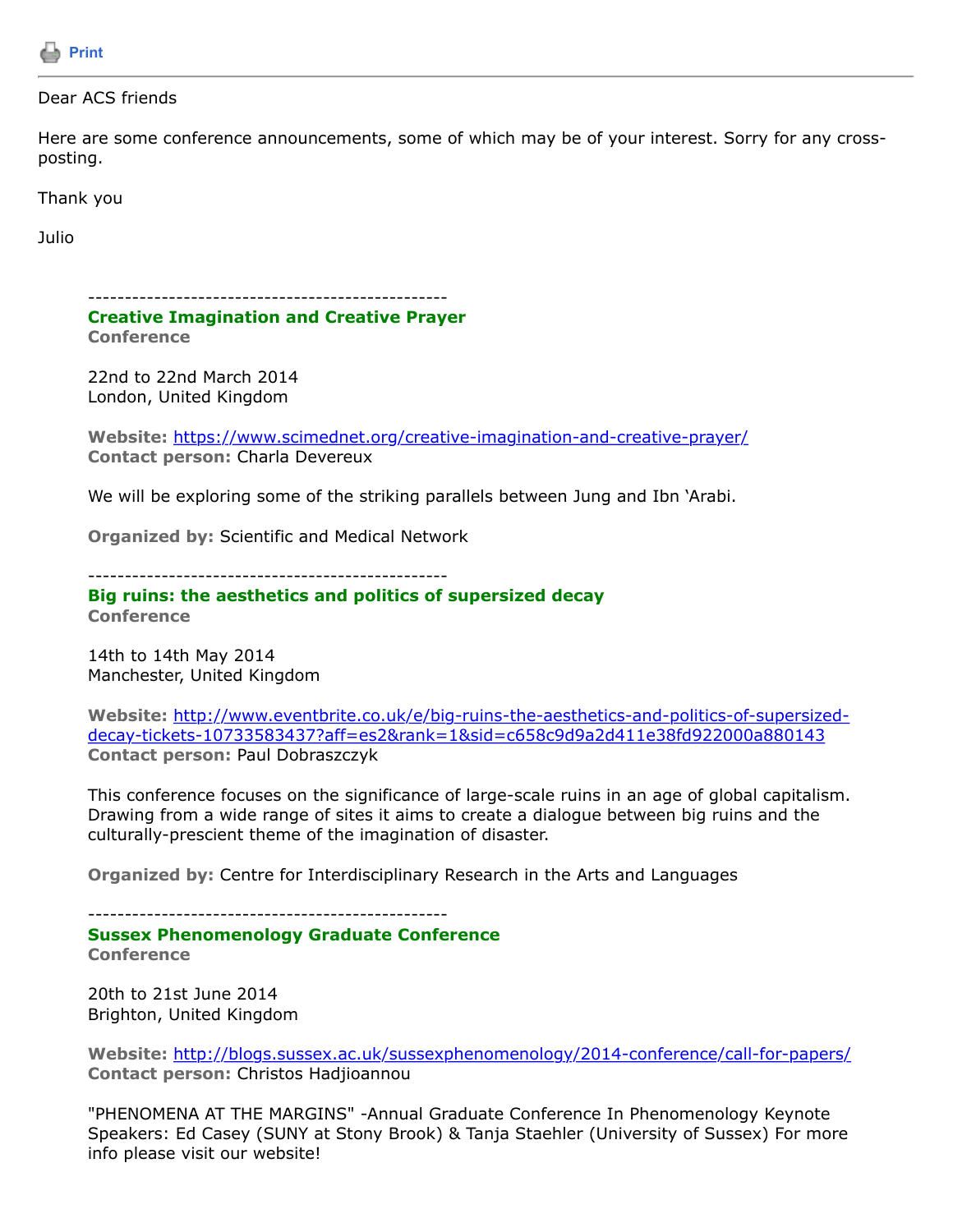Print

---

Dear ACS friends

Here are some conference announcements, some of which may be of your interest. Sorry for any cross-posting.

Thank you

Julio

-------------------------------------------------

### Creative Imagination and Creative Prayer

**Conference**

22nd to 22nd March 2014
London, United Kingdom

**Website:** https://www.scimednet.org/creative-imagination-and-creative-prayer/
**Contact person:** Charla Devereux

We will be exploring some of the striking parallels between Jung and Ibn 'Arabi.

**Organized by:** Scientific and Medical Network

-------------------------------------------------

### Big ruins: the aesthetics and politics of supersized decay

**Conference**

14th to 14th May 2014
Manchester, United Kingdom

**Website:** http://www.eventbrite.co.uk/e/big-ruins-the-aesthetics-and-politics-of-supersized-decay-tickets-10733583437?aff=es2&rank=1&sid=c658c9d9a2d411e38fd922000a880143
**Contact person:** Paul Dobraszczyk

This conference focuses on the significance of large-scale ruins in an age of global capitalism. Drawing from a wide range of sites it aims to create a dialogue between big ruins and the culturally-prescient theme of the imagination of disaster.

**Organized by:** Centre for Interdisciplinary Research in the Arts and Languages

-------------------------------------------------

### Sussex Phenomenology Graduate Conference

**Conference**

20th to 21st June 2014
Brighton, United Kingdom

**Website:** http://blogs.sussex.ac.uk/sussexphenomenology/2014-conference/call-for-papers/
**Contact person:** Christos Hadjioannou

"PHENOMENA AT THE MARGINS" -Annual Graduate Conference In Phenomenology Keynote Speakers: Ed Casey (SUNY at Stony Brook) & Tanja Staehler (University of Sussex) For more info please visit our website!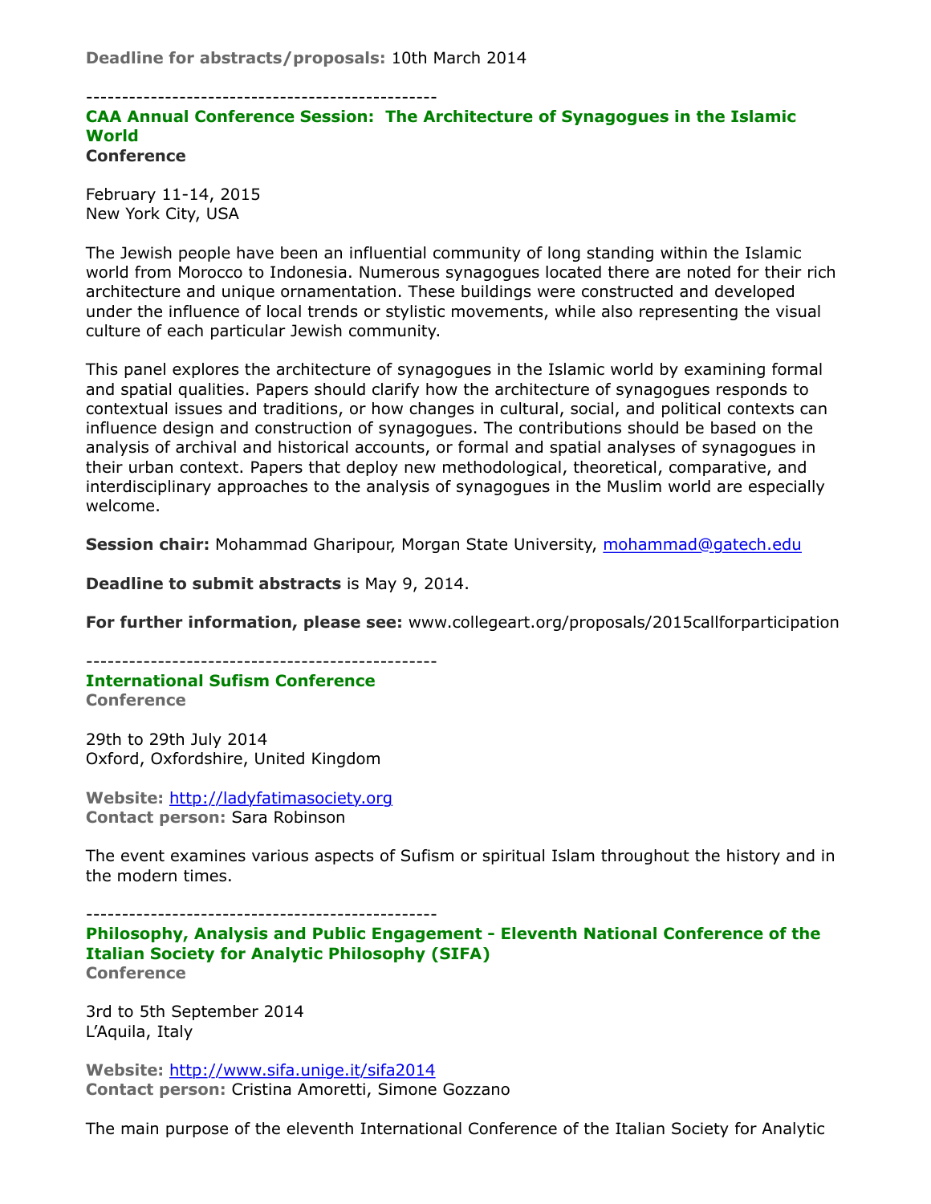**Deadline for abstracts/proposals:** 10th March 2014

--------------------------------------------------

### CAA Annual Conference Session: The Architecture of Synagogues in the Islamic World

**Conference**

February 11-14, 2015
New York City, USA

The Jewish people have been an influential community of long standing within the Islamic world from Morocco to Indonesia. Numerous synagogues located there are noted for their rich architecture and unique ornamentation. These buildings were constructed and developed under the influence of local trends or stylistic movements, while also representing the visual culture of each particular Jewish community.

This panel explores the architecture of synagogues in the Islamic world by examining formal and spatial qualities. Papers should clarify how the architecture of synagogues responds to contextual issues and traditions, or how changes in cultural, social, and political contexts can influence design and construction of synagogues. The contributions should be based on the analysis of archival and historical accounts, or formal and spatial analyses of synagogues in their urban context. Papers that deploy new methodological, theoretical, comparative, and interdisciplinary approaches to the analysis of synagogues in the Muslim world are especially welcome.

**Session chair:** Mohammad Gharipour, Morgan State University, mohammad@gatech.edu

**Deadline to submit abstracts** is May 9, 2014.

**For further information, please see:** www.collegeart.org/proposals/2015callforparticipation

--------------------------------------------------

### International Sufism Conference

**Conference**

29th to 29th July 2014
Oxford, Oxfordshire, United Kingdom

**Website:** http://ladyfatimasociety.org
**Contact person:** Sara Robinson

The event examines various aspects of Sufism or spiritual Islam throughout the history and in the modern times.

--------------------------------------------------

### Philosophy, Analysis and Public Engagement - Eleventh National Conference of the Italian Society for Analytic Philosophy (SIFA)

**Conference**

3rd to 5th September 2014
L'Aquila, Italy

**Website:** http://www.sifa.unige.it/sifa2014
**Contact person:** Cristina Amoretti, Simone Gozzano

The main purpose of the eleventh International Conference of the Italian Society for Analytic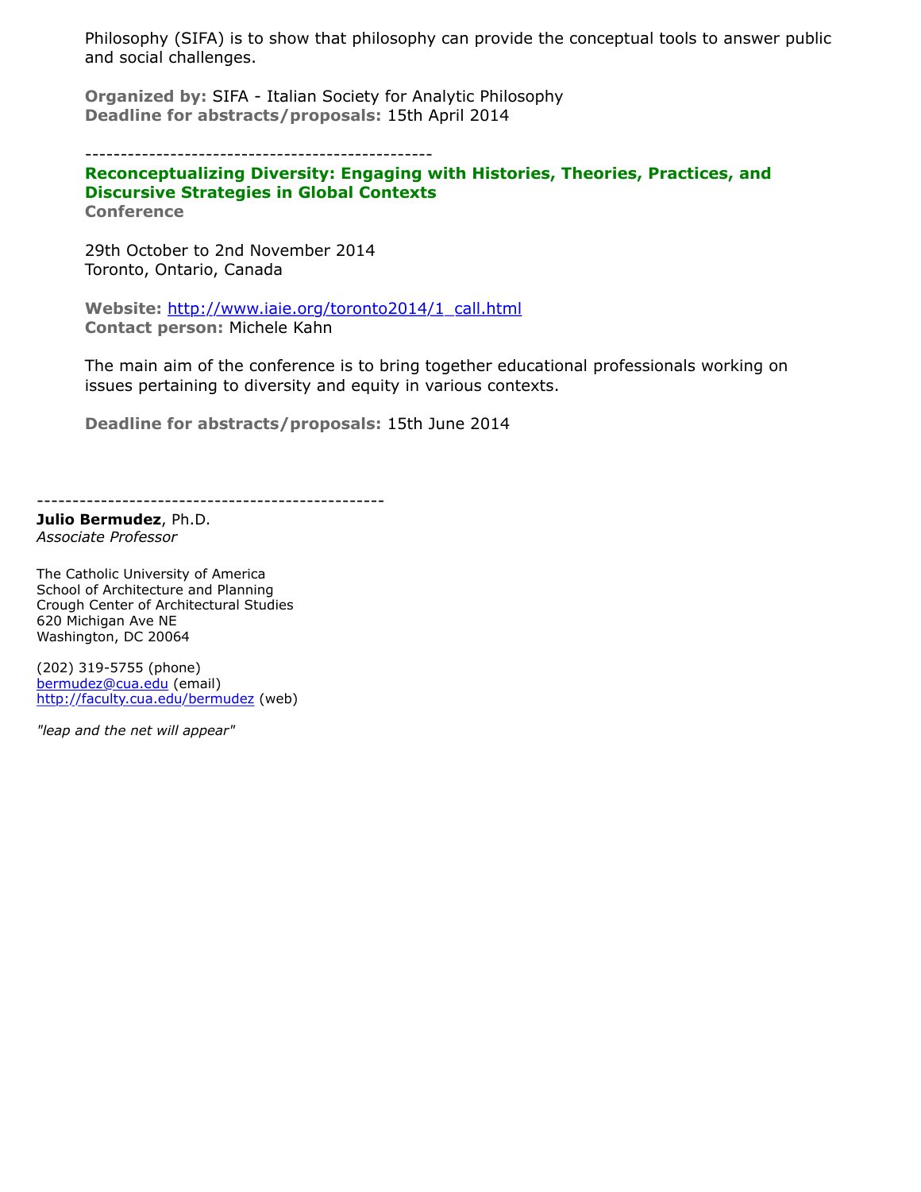Philosophy (SIFA) is to show that philosophy can provide the conceptual tools to answer public and social challenges.

**Organized by:** SIFA - Italian Society for Analytic Philosophy
**Deadline for abstracts/proposals:** 15th April 2014

--------------------------------------------------

**Reconceptualizing Diversity: Engaging with Histories, Theories, Practices, and Discursive Strategies in Global Contexts**
**Conference**

29th October to 2nd November 2014
Toronto, Ontario, Canada

**Website:** [http://www.iaie.org/toronto2014/1_call.html](http://www.iaie.org/toronto2014/1_call.html)
**Contact person:** Michele Kahn

The main aim of the conference is to bring together educational professionals working on issues pertaining to diversity and equity in various contexts.

**Deadline for abstracts/proposals:** 15th June 2014

--------------------------------------------------

**Julio Bermudez**, Ph.D.
*Associate Professor*

The Catholic University of America
School of Architecture and Planning
Crough Center of Architectural Studies
620 Michigan Ave NE
Washington, DC 20064

(202) 319-5755 (phone)
[bermudez@cua.edu](mailto:bermudez@cua.edu) (email)
[http://faculty.cua.edu/bermudez](http://faculty.cua.edu/bermudez) (web)

*"leap and the net will appear"*